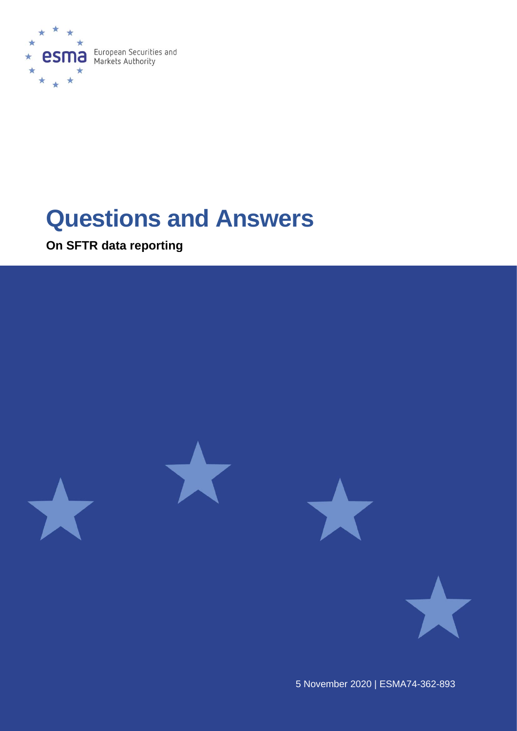European Securities and Markets Authority

# Questions and Answers

**On SFTR data reporting**

5 November 2020 | ESMA74-362-893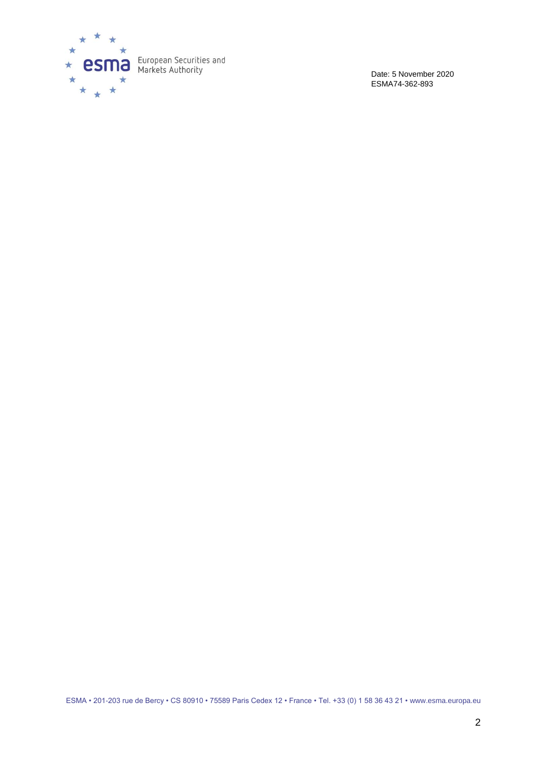Date: 5 November 2020
ESMA74-362-893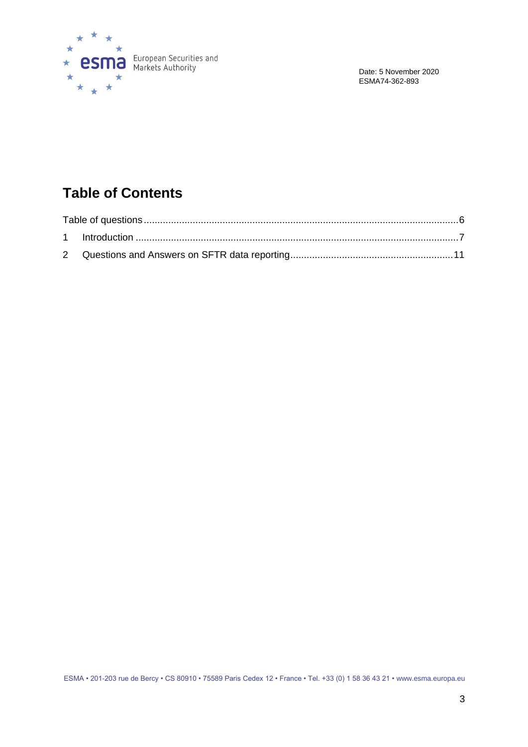Date: 5 November 2020
ESMA74-362-893

# Table of Contents

Table of questions ....................................................................................................................6

1 Introduction ......................................................................................................................7

2 Questions and Answers on SFTR data reporting............................................................11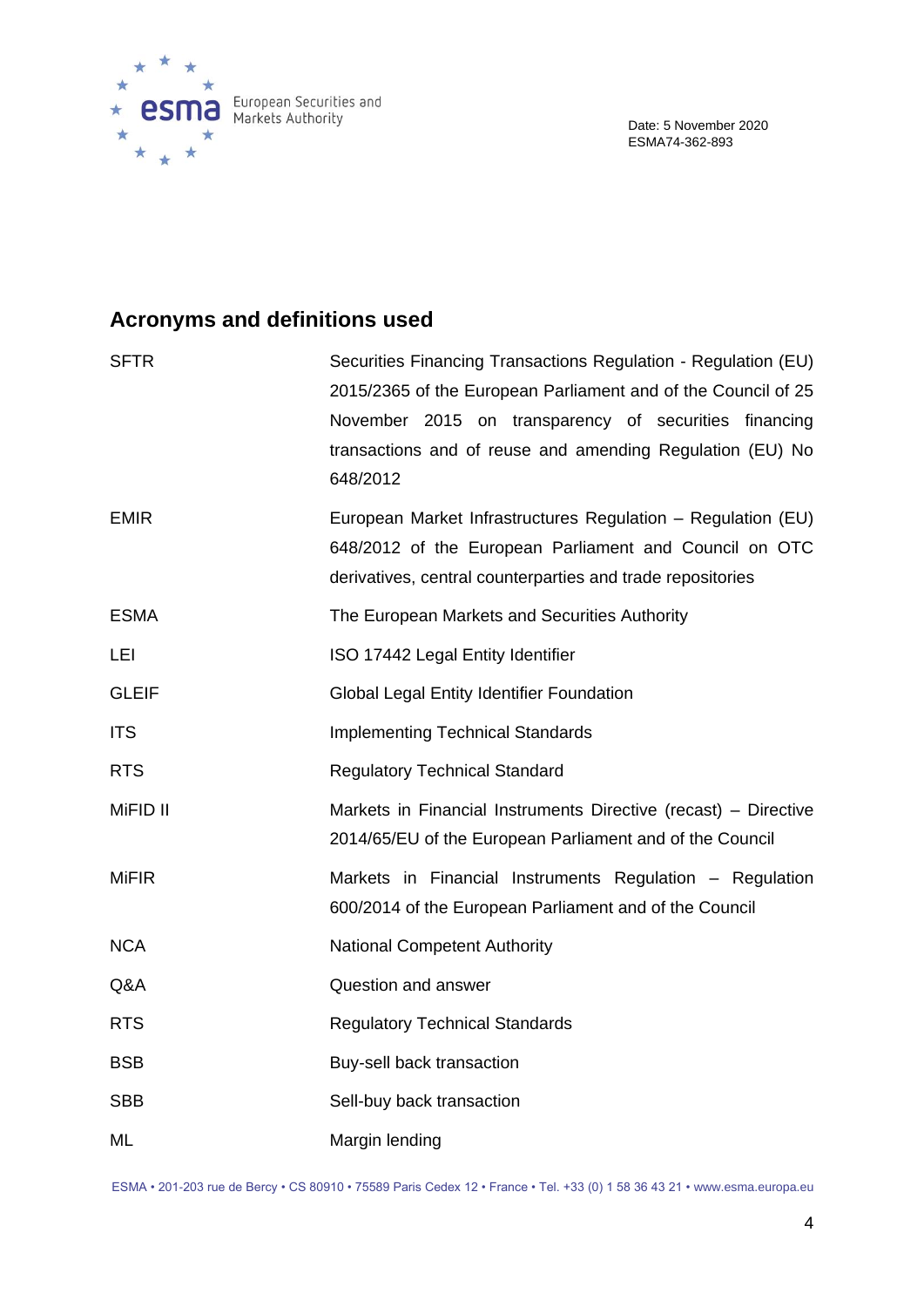## Acronyms and definitions used

| | |
|---|---|
| SFTR | Securities Financing Transactions Regulation - Regulation (EU) 2015/2365 of the European Parliament and of the Council of 25 November 2015 on transparency of securities financing transactions and of reuse and amending Regulation (EU) No 648/2012 |
| EMIR | European Market Infrastructures Regulation – Regulation (EU) 648/2012 of the European Parliament and Council on OTC derivatives, central counterparties and trade repositories |
| ESMA | The European Markets and Securities Authority |
| LEI | ISO 17442 Legal Entity Identifier |
| GLEIF | Global Legal Entity Identifier Foundation |
| ITS | Implementing Technical Standards |
| RTS | Regulatory Technical Standard |
| MiFID II | Markets in Financial Instruments Directive (recast) – Directive 2014/65/EU of the European Parliament and of the Council |
| MiFIR | Markets in Financial Instruments Regulation – Regulation 600/2014 of the European Parliament and of the Council |
| NCA | National Competent Authority |
| Q&A | Question and answer |
| RTS | Regulatory Technical Standards |
| BSB | Buy-sell back transaction |
| SBB | Sell-buy back transaction |
| ML | Margin lending |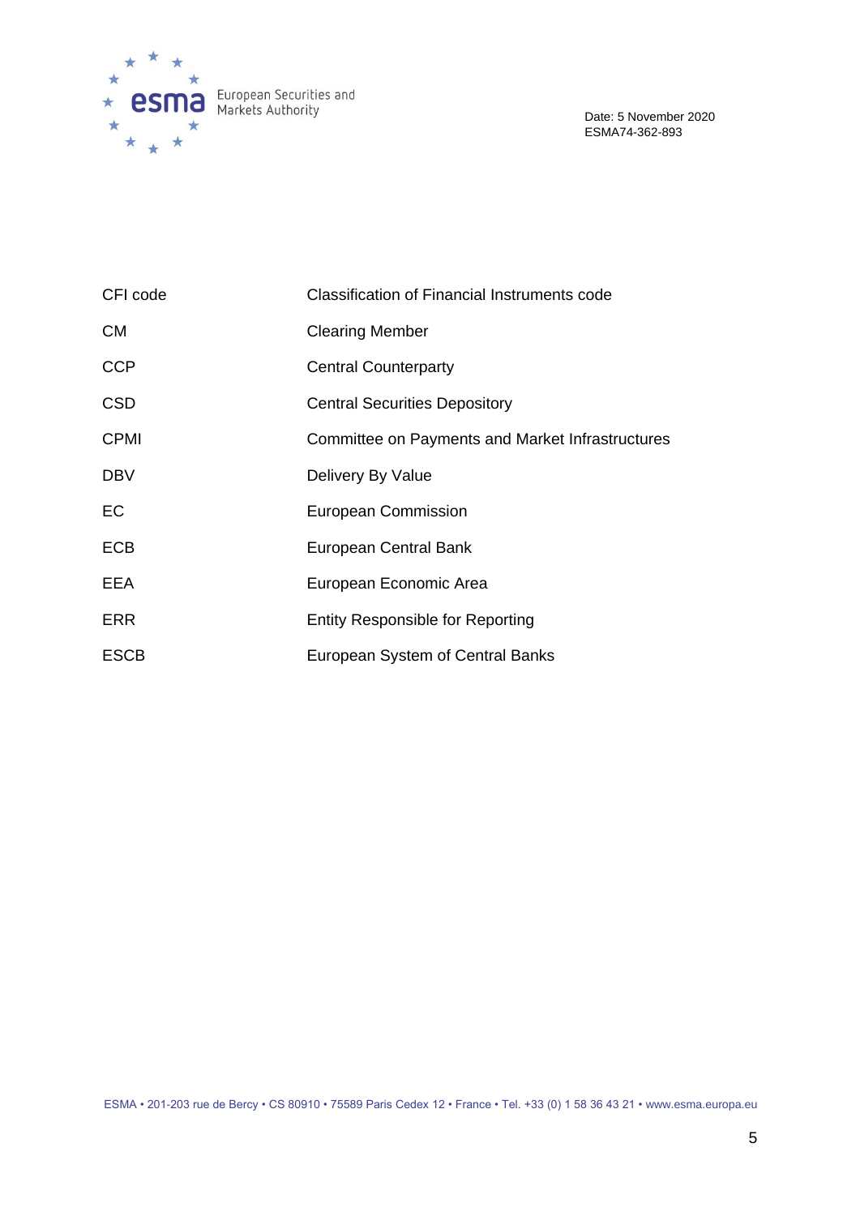| | |
|---|---|
| CFI code | Classification of Financial Instruments code |
| CM | Clearing Member |
| CCP | Central Counterparty |
| CSD | Central Securities Depository |
| CPMI | Committee on Payments and Market Infrastructures |
| DBV | Delivery By Value |
| EC | European Commission |
| ECB | European Central Bank |
| EEA | European Economic Area |
| ERR | Entity Responsible for Reporting |
| ESCB | European System of Central Banks |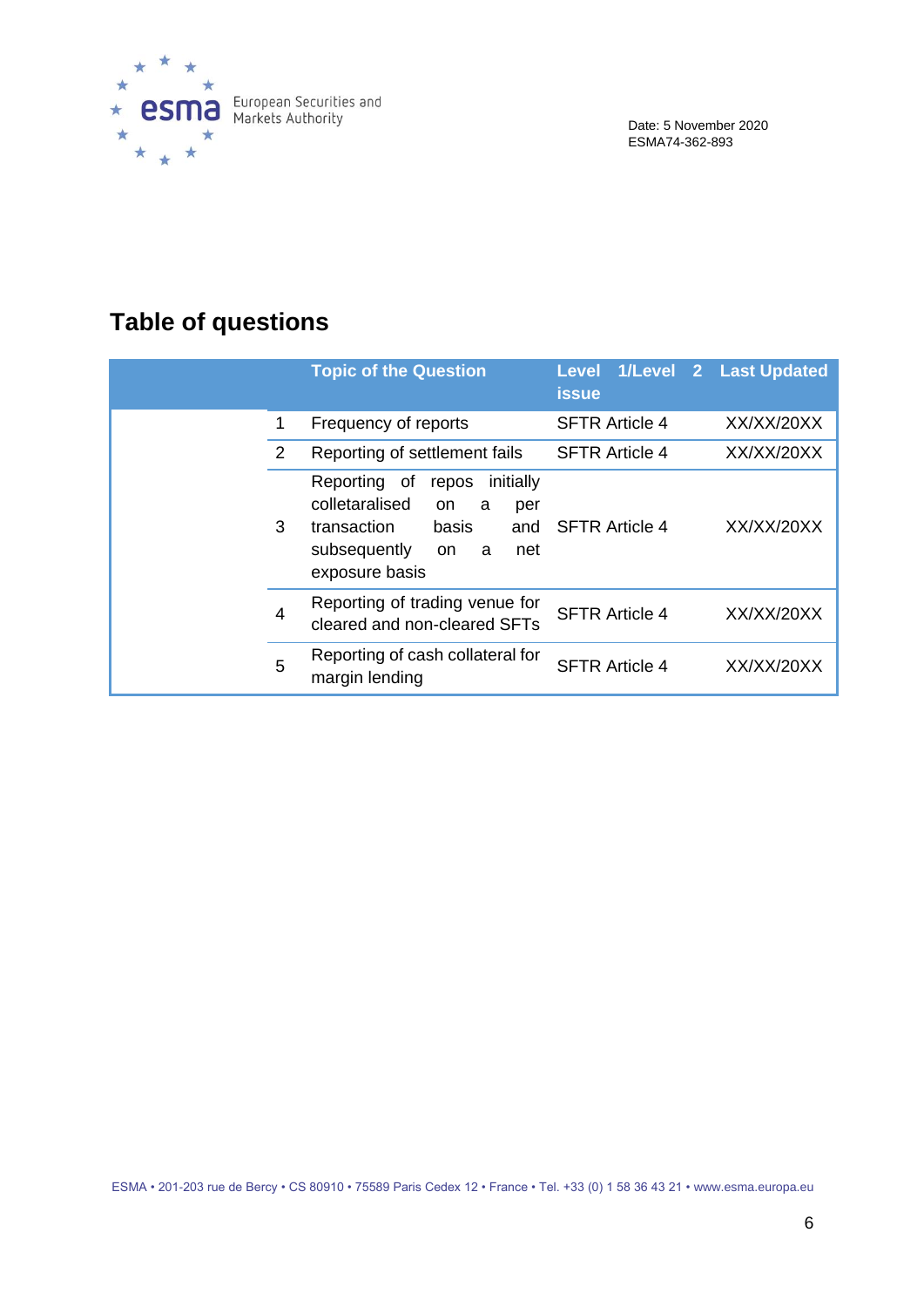Date: 5 November 2020
ESMA74-362-893

# Table of questions

| | Topic of the Question | Level 1/Level 2 issue | Last Updated |
|---|---|---|---|
| 1 | Frequency of reports | SFTR Article 4 | XX/XX/20XX |
| 2 | Reporting of settlement fails | SFTR Article 4 | XX/XX/20XX |
| 3 | Reporting of repos initially colletaralised on a per transaction basis and subsequently on a net exposure basis | SFTR Article 4 | XX/XX/20XX |
| 4 | Reporting of trading venue for cleared and non-cleared SFTs | SFTR Article 4 | XX/XX/20XX |
| 5 | Reporting of cash collateral for margin lending | SFTR Article 4 | XX/XX/20XX |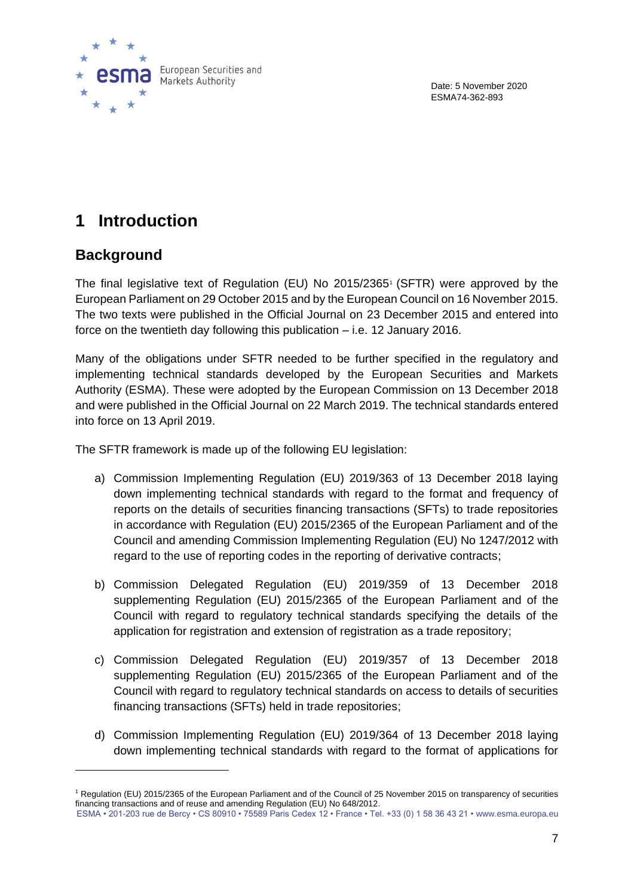# 1 Introduction

## Background

The final legislative text of Regulation (EU) No 2015/2365[1] (SFTR) were approved by the European Parliament on 29 October 2015 and by the European Council on 16 November 2015. The two texts were published in the Official Journal on 23 December 2015 and entered into force on the twentieth day following this publication – i.e. 12 January 2016.

Many of the obligations under SFTR needed to be further specified in the regulatory and implementing technical standards developed by the European Securities and Markets Authority (ESMA). These were adopted by the European Commission on 13 December 2018 and were published in the Official Journal on 22 March 2019. The technical standards entered into force on 13 April 2019.

The SFTR framework is made up of the following EU legislation:

a) Commission Implementing Regulation (EU) 2019/363 of 13 December 2018 laying down implementing technical standards with regard to the format and frequency of reports on the details of securities financing transactions (SFTs) to trade repositories in accordance with Regulation (EU) 2015/2365 of the European Parliament and of the Council and amending Commission Implementing Regulation (EU) No 1247/2012 with regard to the use of reporting codes in the reporting of derivative contracts;

b) Commission Delegated Regulation (EU) 2019/359 of 13 December 2018 supplementing Regulation (EU) 2015/2365 of the European Parliament and of the Council with regard to regulatory technical standards specifying the details of the application for registration and extension of registration as a trade repository;

c) Commission Delegated Regulation (EU) 2019/357 of 13 December 2018 supplementing Regulation (EU) 2015/2365 of the European Parliament and of the Council with regard to regulatory technical standards on access to details of securities financing transactions (SFTs) held in trade repositories;

d) Commission Implementing Regulation (EU) 2019/364 of 13 December 2018 laying down implementing technical standards with regard to the format of applications for

[1] Regulation (EU) 2015/2365 of the European Parliament and of the Council of 25 November 2015 on transparency of securities financing transactions and of reuse and amending Regulation (EU) No 648/2012.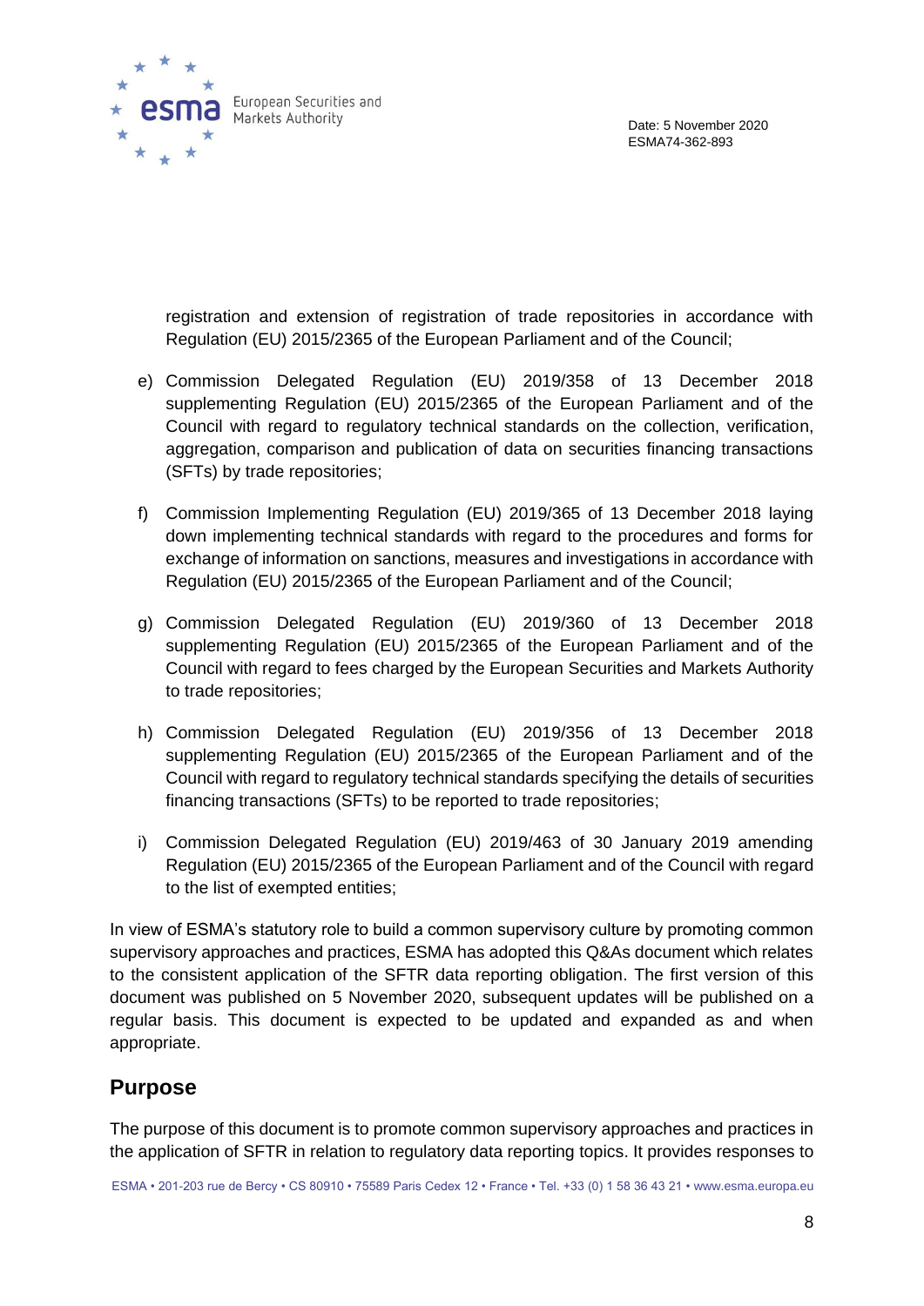registration and extension of registration of trade repositories in accordance with Regulation (EU) 2015/2365 of the European Parliament and of the Council;

e) Commission Delegated Regulation (EU) 2019/358 of 13 December 2018 supplementing Regulation (EU) 2015/2365 of the European Parliament and of the Council with regard to regulatory technical standards on the collection, verification, aggregation, comparison and publication of data on securities financing transactions (SFTs) by trade repositories;

f) Commission Implementing Regulation (EU) 2019/365 of 13 December 2018 laying down implementing technical standards with regard to the procedures and forms for exchange of information on sanctions, measures and investigations in accordance with Regulation (EU) 2015/2365 of the European Parliament and of the Council;

g) Commission Delegated Regulation (EU) 2019/360 of 13 December 2018 supplementing Regulation (EU) 2015/2365 of the European Parliament and of the Council with regard to fees charged by the European Securities and Markets Authority to trade repositories;

h) Commission Delegated Regulation (EU) 2019/356 of 13 December 2018 supplementing Regulation (EU) 2015/2365 of the European Parliament and of the Council with regard to regulatory technical standards specifying the details of securities financing transactions (SFTs) to be reported to trade repositories;

i) Commission Delegated Regulation (EU) 2019/463 of 30 January 2019 amending Regulation (EU) 2015/2365 of the European Parliament and of the Council with regard to the list of exempted entities;

In view of ESMA's statutory role to build a common supervisory culture by promoting common supervisory approaches and practices, ESMA has adopted this Q&As document which relates to the consistent application of the SFTR data reporting obligation. The first version of this document was published on 5 November 2020, subsequent updates will be published on a regular basis. This document is expected to be updated and expanded as and when appropriate.

## Purpose

The purpose of this document is to promote common supervisory approaches and practices in the application of SFTR in relation to regulatory data reporting topics. It provides responses to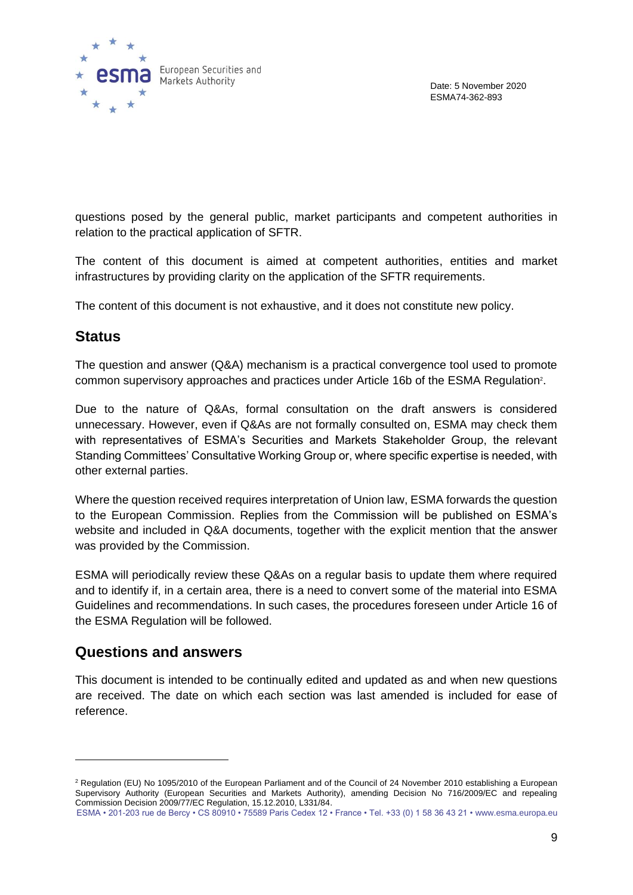questions posed by the general public, market participants and competent authorities in relation to the practical application of SFTR.

The content of this document is aimed at competent authorities, entities and market infrastructures by providing clarity on the application of the SFTR requirements.

The content of this document is not exhaustive, and it does not constitute new policy.

## Status

The question and answer (Q&A) mechanism is a practical convergence tool used to promote common supervisory approaches and practices under Article 16b of the ESMA Regulation[2].

Due to the nature of Q&As, formal consultation on the draft answers is considered unnecessary. However, even if Q&As are not formally consulted on, ESMA may check them with representatives of ESMA's Securities and Markets Stakeholder Group, the relevant Standing Committees' Consultative Working Group or, where specific expertise is needed, with other external parties.

Where the question received requires interpretation of Union law, ESMA forwards the question to the European Commission. Replies from the Commission will be published on ESMA's website and included in Q&A documents, together with the explicit mention that the answer was provided by the Commission.

ESMA will periodically review these Q&As on a regular basis to update them where required and to identify if, in a certain area, there is a need to convert some of the material into ESMA Guidelines and recommendations. In such cases, the procedures foreseen under Article 16 of the ESMA Regulation will be followed.

## Questions and answers

This document is intended to be continually edited and updated as and when new questions are received. The date on which each section was last amended is included for ease of reference.

---

[2] Regulation (EU) No 1095/2010 of the European Parliament and of the Council of 24 November 2010 establishing a European Supervisory Authority (European Securities and Markets Authority), amending Decision No 716/2009/EC and repealing Commission Decision 2009/77/EC Regulation, 15.12.2010, L331/84.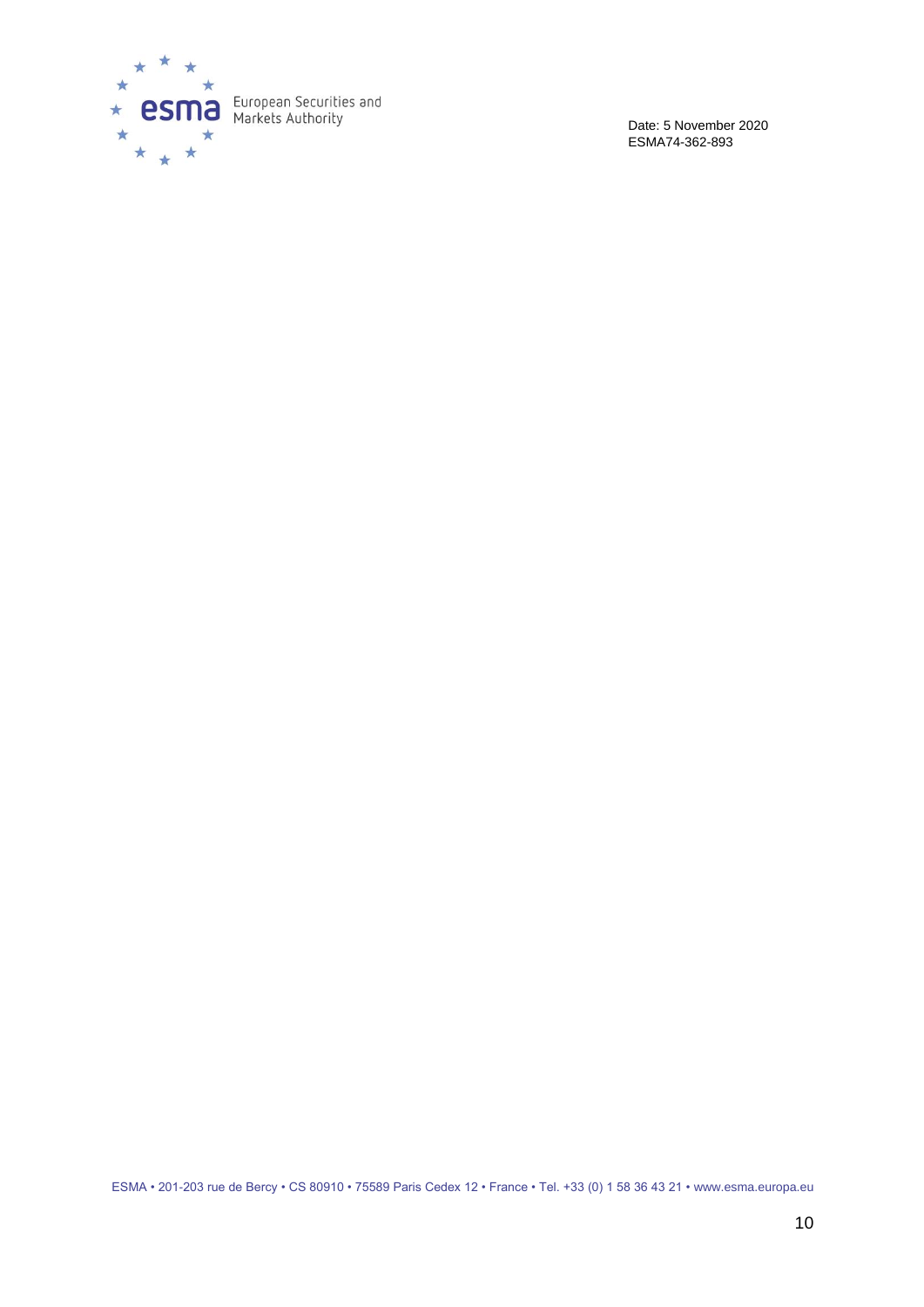Date: 5 November 2020
ESMA74-362-893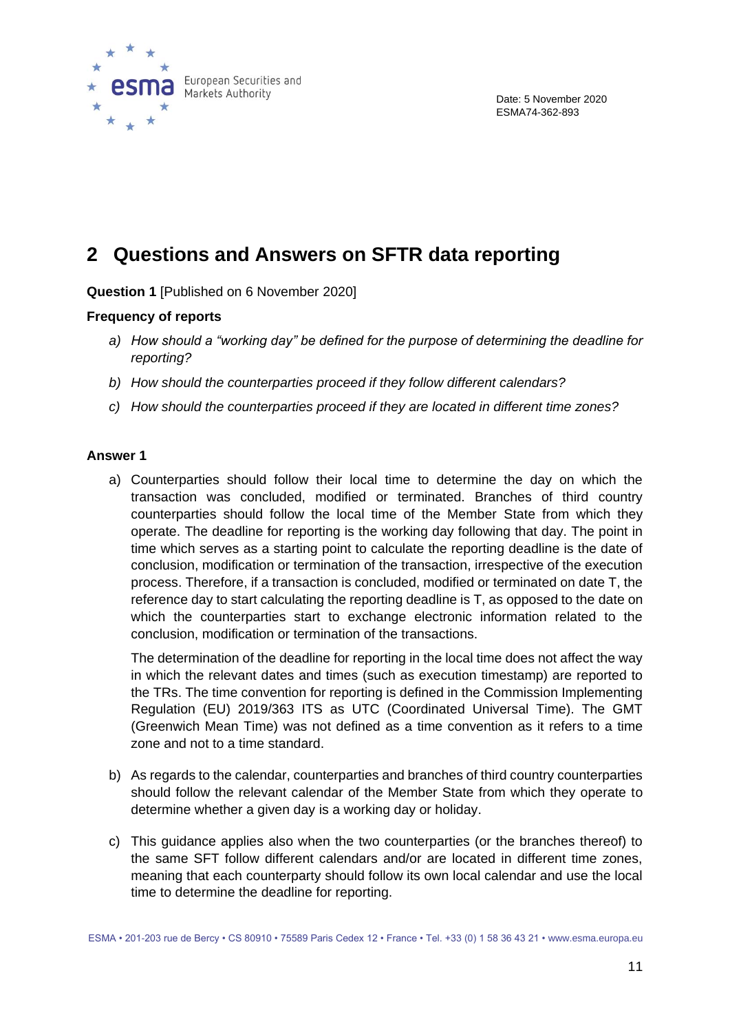Date: 5 November 2020
ESMA74-362-893

# 2 Questions and Answers on SFTR data reporting

**Question 1** [Published on 6 November 2020]

**Frequency of reports**

a) *How should a "working day" be defined for the purpose of determining the deadline for reporting?*

b) *How should the counterparties proceed if they follow different calendars?*

c) *How should the counterparties proceed if they are located in different time zones?*

**Answer 1**

a) Counterparties should follow their local time to determine the day on which the transaction was concluded, modified or terminated. Branches of third country counterparties should follow the local time of the Member State from which they operate. The deadline for reporting is the working day following that day. The point in time which serves as a starting point to calculate the reporting deadline is the date of conclusion, modification or termination of the transaction, irrespective of the execution process. Therefore, if a transaction is concluded, modified or terminated on date T, the reference day to start calculating the reporting deadline is T, as opposed to the date on which the counterparties start to exchange electronic information related to the conclusion, modification or termination of the transactions.

   The determination of the deadline for reporting in the local time does not affect the way in which the relevant dates and times (such as execution timestamp) are reported to the TRs. The time convention for reporting is defined in the Commission Implementing Regulation (EU) 2019/363 ITS as UTC (Coordinated Universal Time). The GMT (Greenwich Mean Time) was not defined as a time convention as it refers to a time zone and not to a time standard.

b) As regards to the calendar, counterparties and branches of third country counterparties should follow the relevant calendar of the Member State from which they operate to determine whether a given day is a working day or holiday.

c) This guidance applies also when the two counterparties (or the branches thereof) to the same SFT follow different calendars and/or are located in different time zones, meaning that each counterparty should follow its own local calendar and use the local time to determine the deadline for reporting.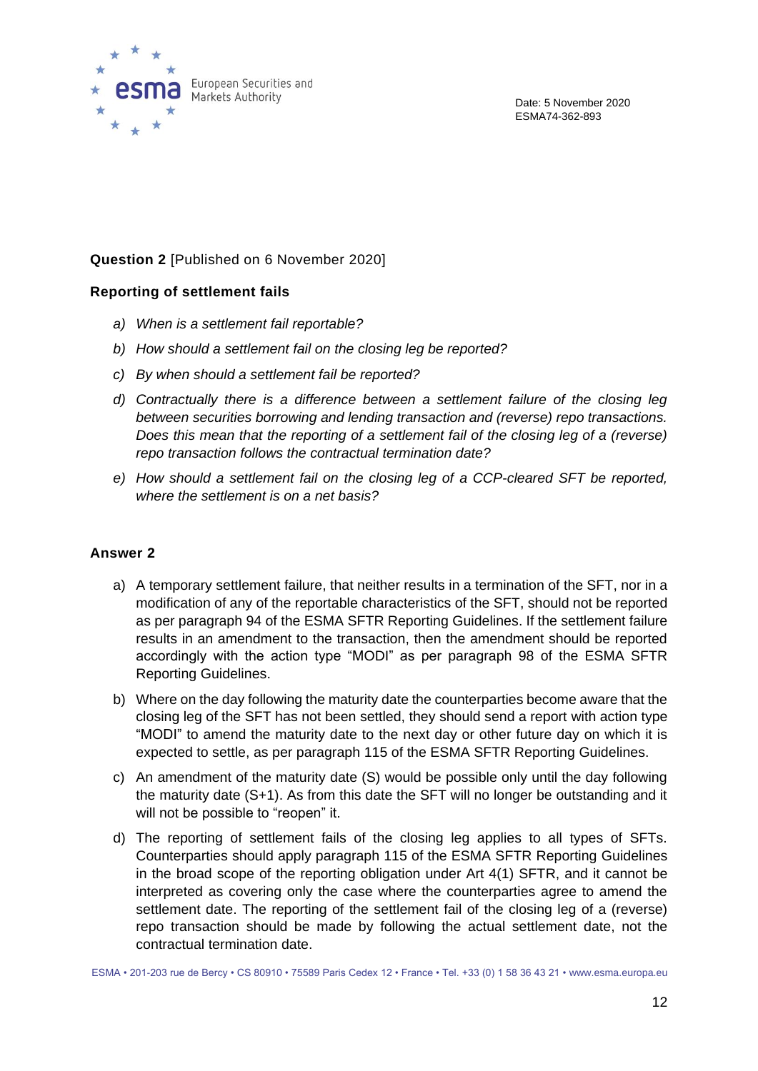**Question 2** [Published on 6 November 2020]

**Reporting of settlement fails**

a) *When is a settlement fail reportable?*

b) *How should a settlement fail on the closing leg be reported?*

c) *By when should a settlement fail be reported?*

d) *Contractually there is a difference between a settlement failure of the closing leg between securities borrowing and lending transaction and (reverse) repo transactions. Does this mean that the reporting of a settlement fail of the closing leg of a (reverse) repo transaction follows the contractual termination date?*

e) *How should a settlement fail on the closing leg of a CCP-cleared SFT be reported, where the settlement is on a net basis?*

**Answer 2**

a) A temporary settlement failure, that neither results in a termination of the SFT, nor in a modification of any of the reportable characteristics of the SFT, should not be reported as per paragraph 94 of the ESMA SFTR Reporting Guidelines. If the settlement failure results in an amendment to the transaction, then the amendment should be reported accordingly with the action type "MODI" as per paragraph 98 of the ESMA SFTR Reporting Guidelines.

b) Where on the day following the maturity date the counterparties become aware that the closing leg of the SFT has not been settled, they should send a report with action type "MODI" to amend the maturity date to the next day or other future day on which it is expected to settle, as per paragraph 115 of the ESMA SFTR Reporting Guidelines.

c) An amendment of the maturity date (S) would be possible only until the day following the maturity date (S+1). As from this date the SFT will no longer be outstanding and it will not be possible to "reopen" it.

d) The reporting of settlement fails of the closing leg applies to all types of SFTs. Counterparties should apply paragraph 115 of the ESMA SFTR Reporting Guidelines in the broad scope of the reporting obligation under Art 4(1) SFTR, and it cannot be interpreted as covering only the case where the counterparties agree to amend the settlement date. The reporting of the settlement fail of the closing leg of a (reverse) repo transaction should be made by following the actual settlement date, not the contractual termination date.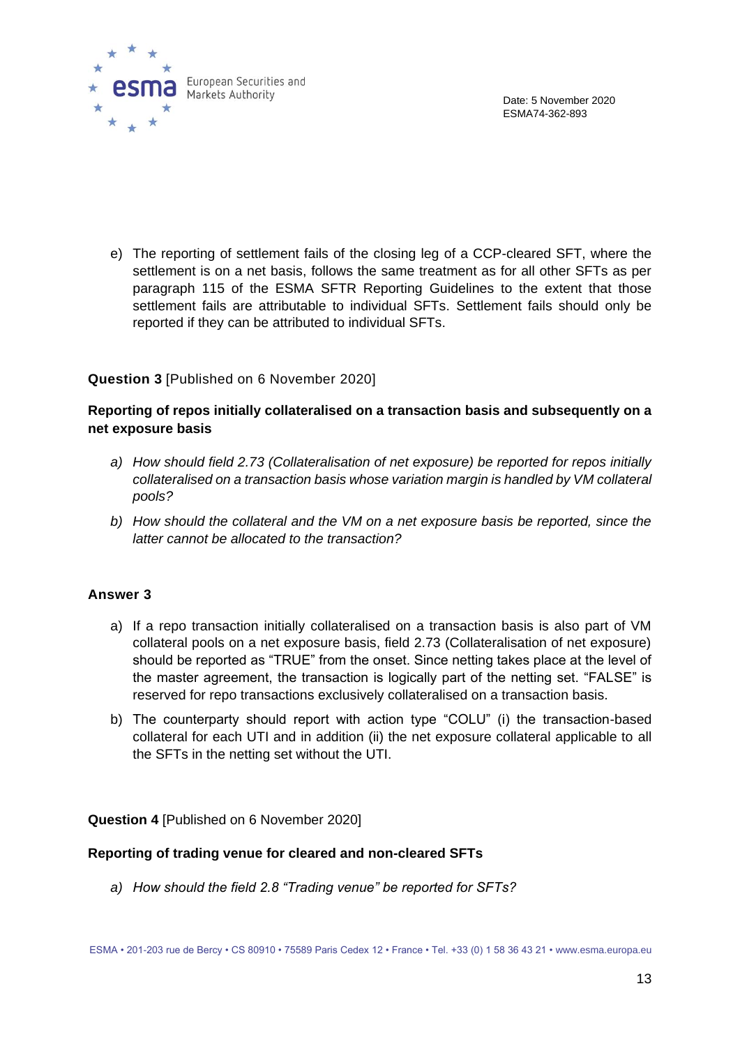e) The reporting of settlement fails of the closing leg of a CCP-cleared SFT, where the settlement is on a net basis, follows the same treatment as for all other SFTs as per paragraph 115 of the ESMA SFTR Reporting Guidelines to the extent that those settlement fails are attributable to individual SFTs. Settlement fails should only be reported if they can be attributed to individual SFTs.

**Question 3** [Published on 6 November 2020]

**Reporting of repos initially collateralised on a transaction basis and subsequently on a net exposure basis**

a) *How should field 2.73 (Collateralisation of net exposure) be reported for repos initially collateralised on a transaction basis whose variation margin is handled by VM collateral pools?*

b) *How should the collateral and the VM on a net exposure basis be reported, since the latter cannot be allocated to the transaction?*

**Answer 3**

a) If a repo transaction initially collateralised on a transaction basis is also part of VM collateral pools on a net exposure basis, field 2.73 (Collateralisation of net exposure) should be reported as "TRUE" from the onset. Since netting takes place at the level of the master agreement, the transaction is logically part of the netting set. "FALSE" is reserved for repo transactions exclusively collateralised on a transaction basis.

b) The counterparty should report with action type "COLU" (i) the transaction-based collateral for each UTI and in addition (ii) the net exposure collateral applicable to all the SFTs in the netting set without the UTI.

**Question 4** [Published on 6 November 2020]

**Reporting of trading venue for cleared and non-cleared SFTs**

a) *How should the field 2.8 "Trading venue" be reported for SFTs?*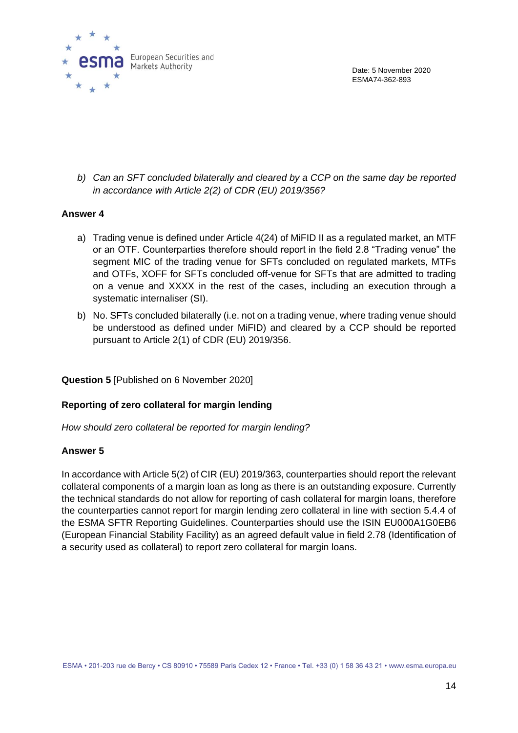b) *Can an SFT concluded bilaterally and cleared by a CCP on the same day be reported in accordance with Article 2(2) of CDR (EU) 2019/356?*

**Answer 4**

a) Trading venue is defined under Article 4(24) of MiFID II as a regulated market, an MTF or an OTF. Counterparties therefore should report in the field 2.8 "Trading venue" the segment MIC of the trading venue for SFTs concluded on regulated markets, MTFs and OTFs, XOFF for SFTs concluded off-venue for SFTs that are admitted to trading on a venue and XXXX in the rest of the cases, including an execution through a systematic internaliser (SI).

b) No. SFTs concluded bilaterally (i.e. not on a trading venue, where trading venue should be understood as defined under MiFID) and cleared by a CCP should be reported pursuant to Article 2(1) of CDR (EU) 2019/356.

**Question 5** [Published on 6 November 2020]

**Reporting of zero collateral for margin lending**

*How should zero collateral be reported for margin lending?*

**Answer 5**

In accordance with Article 5(2) of CIR (EU) 2019/363, counterparties should report the relevant collateral components of a margin loan as long as there is an outstanding exposure. Currently the technical standards do not allow for reporting of cash collateral for margin loans, therefore the counterparties cannot report for margin lending zero collateral in line with section 5.4.4 of the ESMA SFTR Reporting Guidelines. Counterparties should use the ISIN EU000A1G0EB6 (European Financial Stability Facility) as an agreed default value in field 2.78 (Identification of a security used as collateral) to report zero collateral for margin loans.